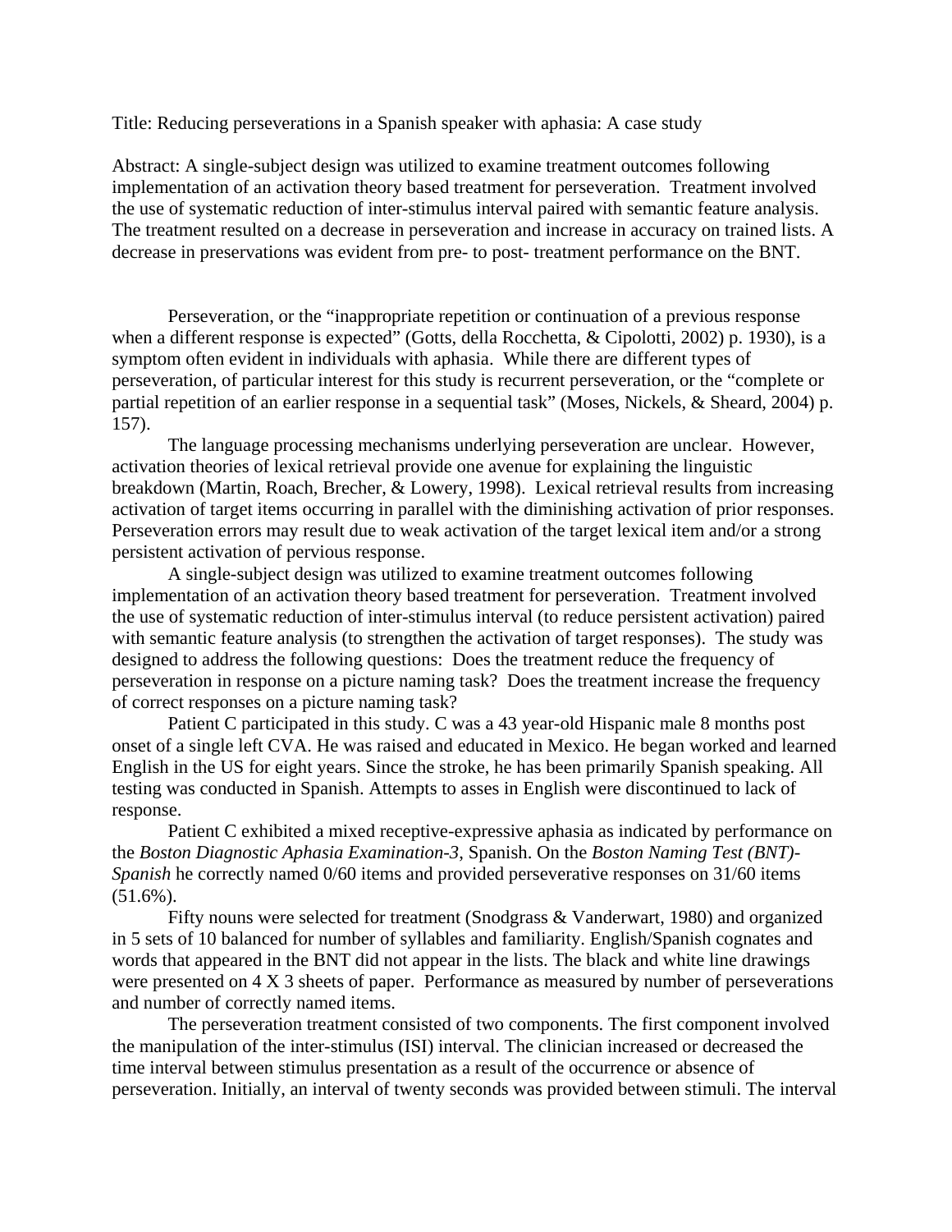Title: Reducing perseverations in a Spanish speaker with aphasia: A case study

Abstract: A single-subject design was utilized to examine treatment outcomes following implementation of an activation theory based treatment for perseveration. Treatment involved the use of systematic reduction of inter-stimulus interval paired with semantic feature analysis. The treatment resulted on a decrease in perseveration and increase in accuracy on trained lists. A decrease in preservations was evident from pre- to post- treatment performance on the BNT.

Perseveration, or the "inappropriate repetition or continuation of a previous response when a different response is expected" (Gotts, della Rocchetta, & Cipolotti, 2002) p. 1930), is a symptom often evident in individuals with aphasia. While there are different types of perseveration, of particular interest for this study is recurrent perseveration, or the "complete or partial repetition of an earlier response in a sequential task" (Moses, Nickels, & Sheard, 2004) p. 157).

The language processing mechanisms underlying perseveration are unclear. However, activation theories of lexical retrieval provide one avenue for explaining the linguistic breakdown (Martin, Roach, Brecher, & Lowery, 1998). Lexical retrieval results from increasing activation of target items occurring in parallel with the diminishing activation of prior responses. Perseveration errors may result due to weak activation of the target lexical item and/or a strong persistent activation of pervious response.

A single-subject design was utilized to examine treatment outcomes following implementation of an activation theory based treatment for perseveration. Treatment involved the use of systematic reduction of inter-stimulus interval (to reduce persistent activation) paired with semantic feature analysis (to strengthen the activation of target responses). The study was designed to address the following questions: Does the treatment reduce the frequency of perseveration in response on a picture naming task? Does the treatment increase the frequency of correct responses on a picture naming task?

Patient C participated in this study. C was a 43 year-old Hispanic male 8 months post onset of a single left CVA. He was raised and educated in Mexico. He began worked and learned English in the US for eight years. Since the stroke, he has been primarily Spanish speaking. All testing was conducted in Spanish. Attempts to asses in English were discontinued to lack of response.

Patient C exhibited a mixed receptive-expressive aphasia as indicated by performance on the *Boston Diagnostic Aphasia Examination-3*, Spanish. On the *Boston Naming Test (BNT)-Spanish* he correctly named 0/60 items and provided perseverative responses on 31/60 items (51.6%).

Fifty nouns were selected for treatment (Snodgrass & Vanderwart, 1980) and organized in 5 sets of 10 balanced for number of syllables and familiarity. English/Spanish cognates and words that appeared in the BNT did not appear in the lists. The black and white line drawings were presented on 4 X 3 sheets of paper. Performance as measured by number of perseverations and number of correctly named items.

The perseveration treatment consisted of two components. The first component involved the manipulation of the inter-stimulus (ISI) interval. The clinician increased or decreased the time interval between stimulus presentation as a result of the occurrence or absence of perseveration. Initially, an interval of twenty seconds was provided between stimuli. The interval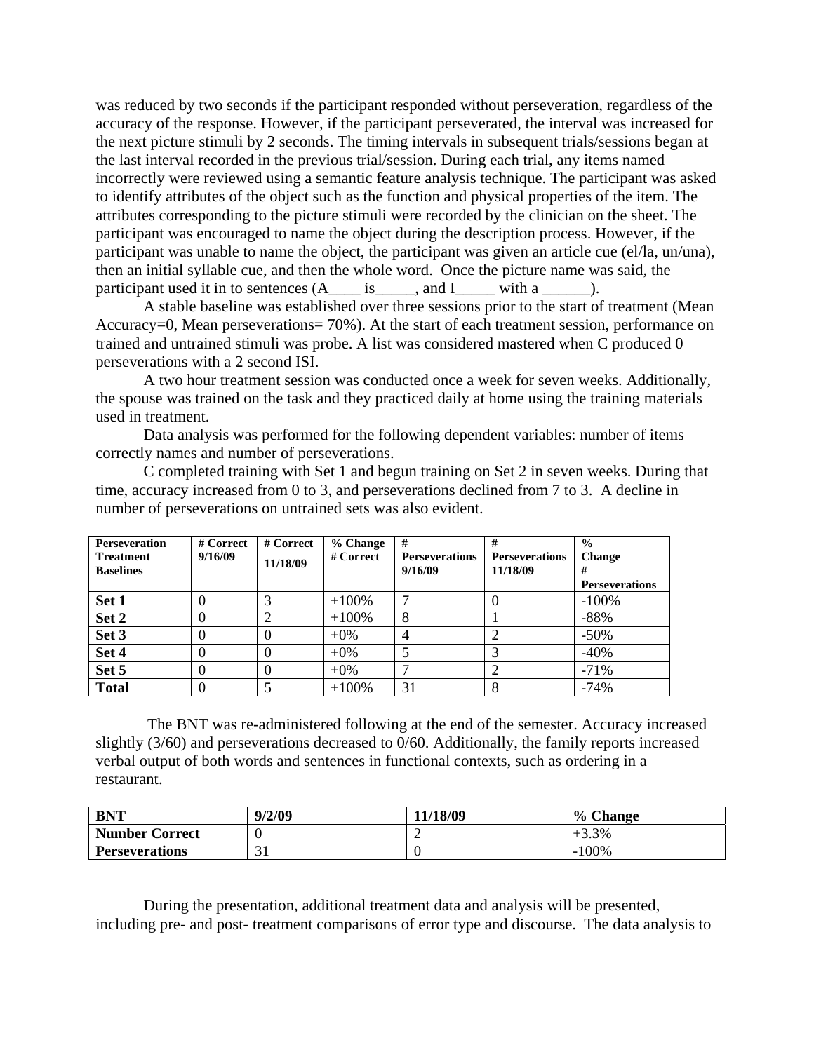was reduced by two seconds if the participant responded without perseveration, regardless of the accuracy of the response. However, if the participant perseverated, the interval was increased for the next picture stimuli by 2 seconds. The timing intervals in subsequent trials/sessions began at the last interval recorded in the previous trial/session. During each trial, any items named incorrectly were reviewed using a semantic feature analysis technique. The participant was asked to identify attributes of the object such as the function and physical properties of the item. The attributes corresponding to the picture stimuli were recorded by the clinician on the sheet. The participant was encouraged to name the object during the description process. However, if the participant was unable to name the object, the participant was given an article cue (el/la, un/una), then an initial syllable cue, and then the whole word. Once the picture name was said, the participant used it in to sentences (A____ is_____, and I_____ with a ______).

A stable baseline was established over three sessions prior to the start of treatment (Mean Accuracy=0, Mean perseverations= 70%). At the start of each treatment session, performance on trained and untrained stimuli was probe. A list was considered mastered when C produced 0 perseverations with a 2 second ISI.

A two hour treatment session was conducted once a week for seven weeks. Additionally, the spouse was trained on the task and they practiced daily at home using the training materials used in treatment.

Data analysis was performed for the following dependent variables: number of items correctly names and number of perseverations.

C completed training with Set 1 and begun training on Set 2 in seven weeks. During that time, accuracy increased from 0 to 3, and perseverations declined from 7 to 3. A decline in number of perseverations on untrained sets was also evident.

| Perseveration Treatment Baselines | # Correct 9/16/09 | # Correct 11/18/09 | % Change # Correct | # Perseverations 9/16/09 | # Perseverations 11/18/09 | % Change # Perseverations |
|---|---|---|---|---|---|---|
| **Set 1** | 0 | 3 | +100% | 7 | 0 | -100% |
| **Set 2** | 0 | 2 | +100% | 8 | 1 | -88% |
| **Set 3** | 0 | 0 | +0% | 4 | 2 | -50% |
| **Set 4** | 0 | 0 | +0% | 5 | 3 | -40% |
| **Set 5** | 0 | 0 | +0% | 7 | 2 | -71% |
| **Total** | 0 | 5 | +100% | 31 | 8 | -74% |

The BNT was re-administered following at the end of the semester. Accuracy increased slightly (3/60) and perseverations decreased to 0/60. Additionally, the family reports increased verbal output of both words and sentences in functional contexts, such as ordering in a restaurant.

| BNT | 9/2/09 | 11/18/09 | % Change |
|---|---|---|---|
| **Number Correct** | 0 | 2 | +3.3% |
| **Perseverations** | 31 | 0 | -100% |

During the presentation, additional treatment data and analysis will be presented, including pre- and post- treatment comparisons of error type and discourse. The data analysis to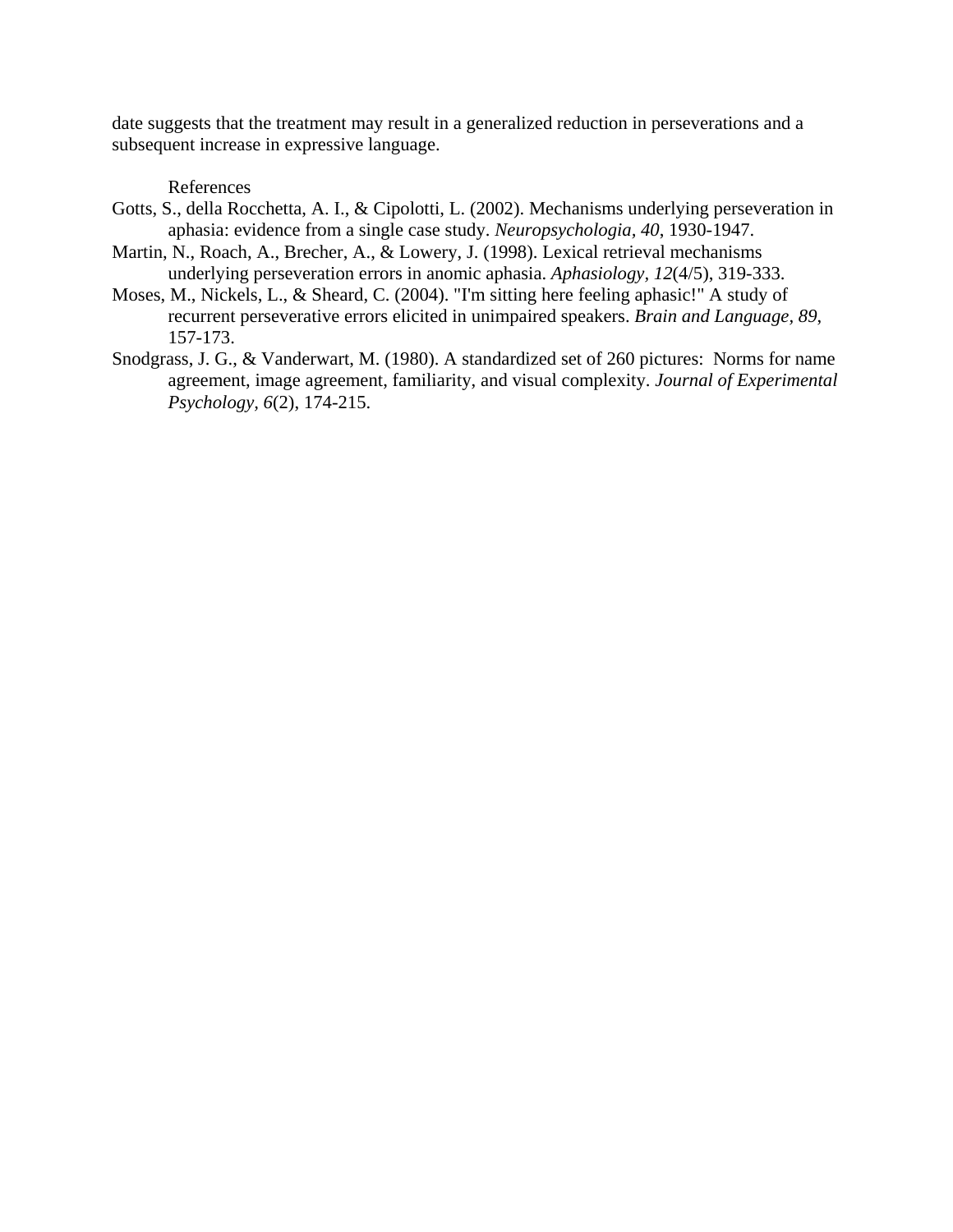date suggests that the treatment may result in a generalized reduction in perseverations and a subsequent increase in expressive language.

## References

Gotts, S., della Rocchetta, A. I., & Cipolotti, L. (2002). Mechanisms underlying perseveration in aphasia: evidence from a single case study. *Neuropsychologia, 40*, 1930-1947.

Martin, N., Roach, A., Brecher, A., & Lowery, J. (1998). Lexical retrieval mechanisms underlying perseveration errors in anomic aphasia. *Aphasiology*, *12*(4/5), 319-333.

Moses, M., Nickels, L., & Sheard, C. (2004). "I'm sitting here feeling aphasic!" A study of recurrent perseverative errors elicited in unimpaired speakers. *Brain and Language, 89*, 157-173.

Snodgrass, J. G., & Vanderwart, M. (1980). A standardized set of 260 pictures: Norms for name agreement, image agreement, familiarity, and visual complexity. *Journal of Experimental Psychology*, *6*(2), 174-215.